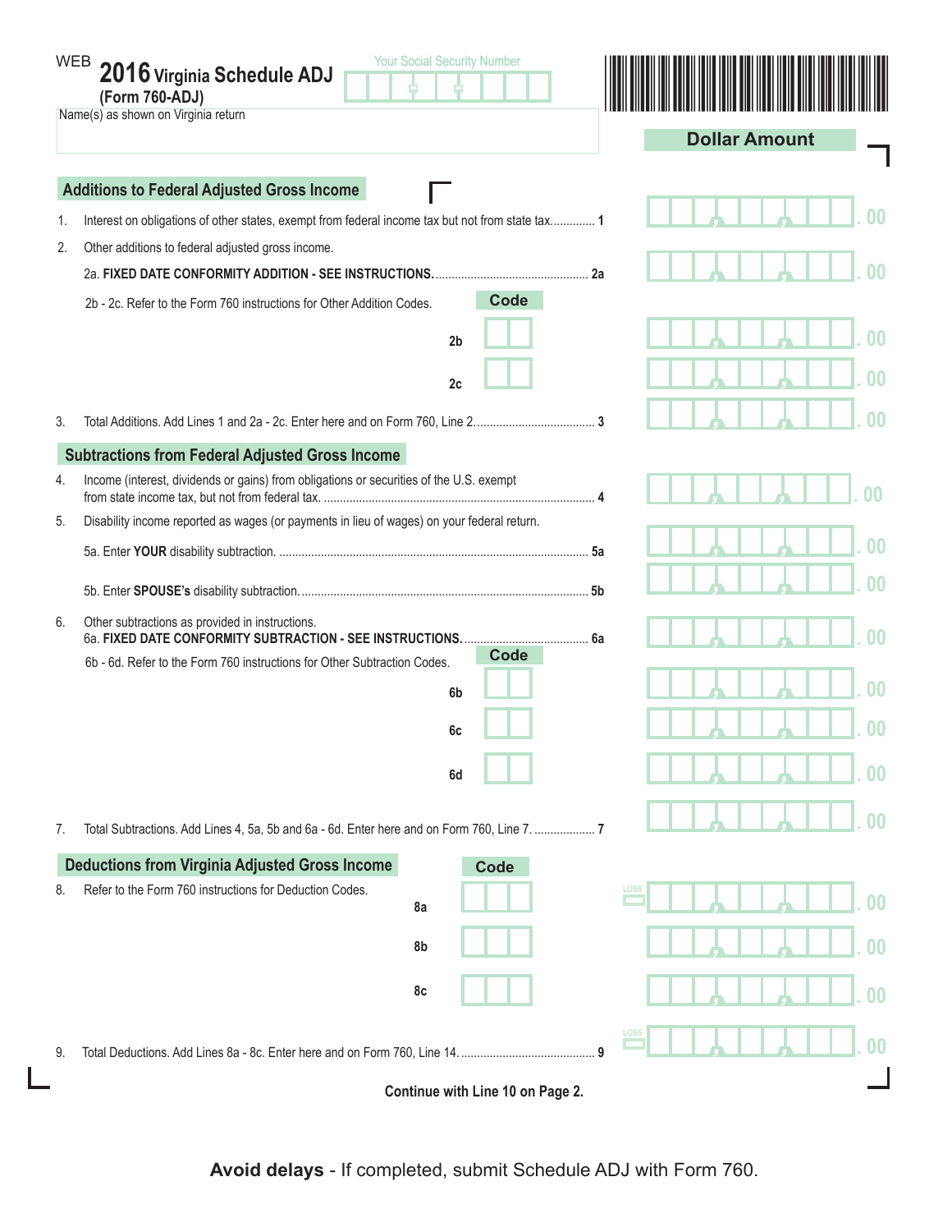WEB **2016 Virginia Schedule ADJ**
**(Form 760-ADJ)**

Your Social Security Number

Name(s) as shown on Virginia return

**Dollar Amount**

## Additions to Federal Adjusted Gross Income

1. Interest on obligations of other states, exempt from federal income tax but not from state tax............. **1** .00
2. Other additions to federal adjusted gross income.
   2a. **FIXED DATE CONFORMITY ADDITION - SEE INSTRUCTIONS.**............................................... **2a** .00
   2b - 2c. Refer to the Form 760 instructions for Other Addition Codes. **Code**
   **2b** .00
   **2c** .00
3. Total Additions. Add Lines 1 and 2a - 2c. Enter here and on Form 760, Line 2..................................... **3** .00

## Subtractions from Federal Adjusted Gross Income

4. Income (interest, dividends or gains) from obligations or securities of the U.S. exempt from state income tax, but not from federal tax. .................................................................................... **4** .00
5. Disability income reported as wages (or payments in lieu of wages) on your federal return.
   5a. Enter **YOUR** disability subtraction. ................................................................................ **5a** .00
   5b. Enter **SPOUSE's** disability subtraction......................................................................... **5b** .00
6. Other subtractions as provided in instructions.
   6a. **FIXED DATE CONFORMITY SUBTRACTION - SEE INSTRUCTIONS.**....................................... **6a** .00
   6b - 6d. Refer to the Form 760 instructions for Other Subtraction Codes. **Code**
   **6b** .00
   **6c** .00
   **6d** .00
7. Total Subtractions. Add Lines 4, 5a, 5b and 6a - 6d. Enter here and on Form 760, Line 7. ................... **7** .00

## Deductions from Virginia Adjusted Gross Income

8. Refer to the Form 760 instructions for Deduction Codes. **Code**
   **8a** LOSS .00
   **8b** .00
   **8c** .00
9. Total Deductions. Add Lines 8a - 8c. Enter here and on Form 760, Line 14.......................................... **9** LOSS .00

**Continue with Line 10 on Page 2.**

**Avoid delays** - If completed, submit Schedule ADJ with Form 760.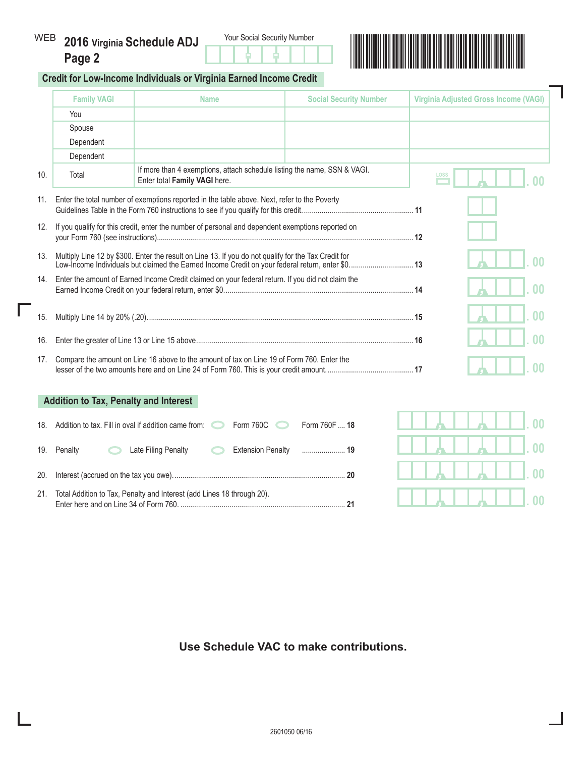WEB **2016 Virginia Schedule ADJ**
**Page 2**

Your Social Security Number

## Credit for Low-Income Individuals or Virginia Earned Income Credit

| Family VAGI | Name | Social Security Number | Virginia Adjusted Gross Income (VAGI) |
|---|---|---|---|
| You | | | |
| Spouse | | | |
| Dependent | | | |
| Dependent | | | |
| 10. Total | If more than 4 exemptions, attach schedule listing the name, SSN & VAGI. Enter total **Family VAGI** here. | | LOSS .00 |

11. Enter the total number of exemptions reported in the table above. Next, refer to the Poverty Guidelines Table in the Form 760 instructions to see if you qualify for this credit. ........ **11**

12. If you qualify for this credit, enter the number of personal and dependent exemptions reported on your Form 760 (see instructions). ........ **12**

13. Multiply Line 12 by $300. Enter the result on Line 13. If you do not qualify for the Tax Credit for Low-Income Individuals but claimed the Earned Income Credit on your federal return, enter $0. ........ **13** .00

14. Enter the amount of Earned Income Credit claimed on your federal return. If you did not claim the Earned Income Credit on your federal return, enter $0. ........ **14** .00

15. Multiply Line 14 by 20% (.20). ........ **15** .00

16. Enter the greater of Line 13 or Line 15 above. ........ **16** .00

17. Compare the amount on Line 16 above to the amount of tax on Line 19 of Form 760. Enter the lesser of the two amounts here and on Line 24 of Form 760. This is your credit amount. ........ **17** .00

## Addition to Tax, Penalty and Interest

18. Addition to tax. Fill in oval if addition came from: ○ Form 760C ○ Form 760F .... **18** .00

19. Penalty ○ Late Filing Penalty ○ Extension Penalty ........ **19** .00

20. Interest (accrued on the tax you owe). ........ **20** .00

21. Total Addition to Tax, Penalty and Interest (add Lines 18 through 20). Enter here and on Line 34 of Form 760. ........ **21** .00

**Use Schedule VAC to make contributions.**

2601050 06/16